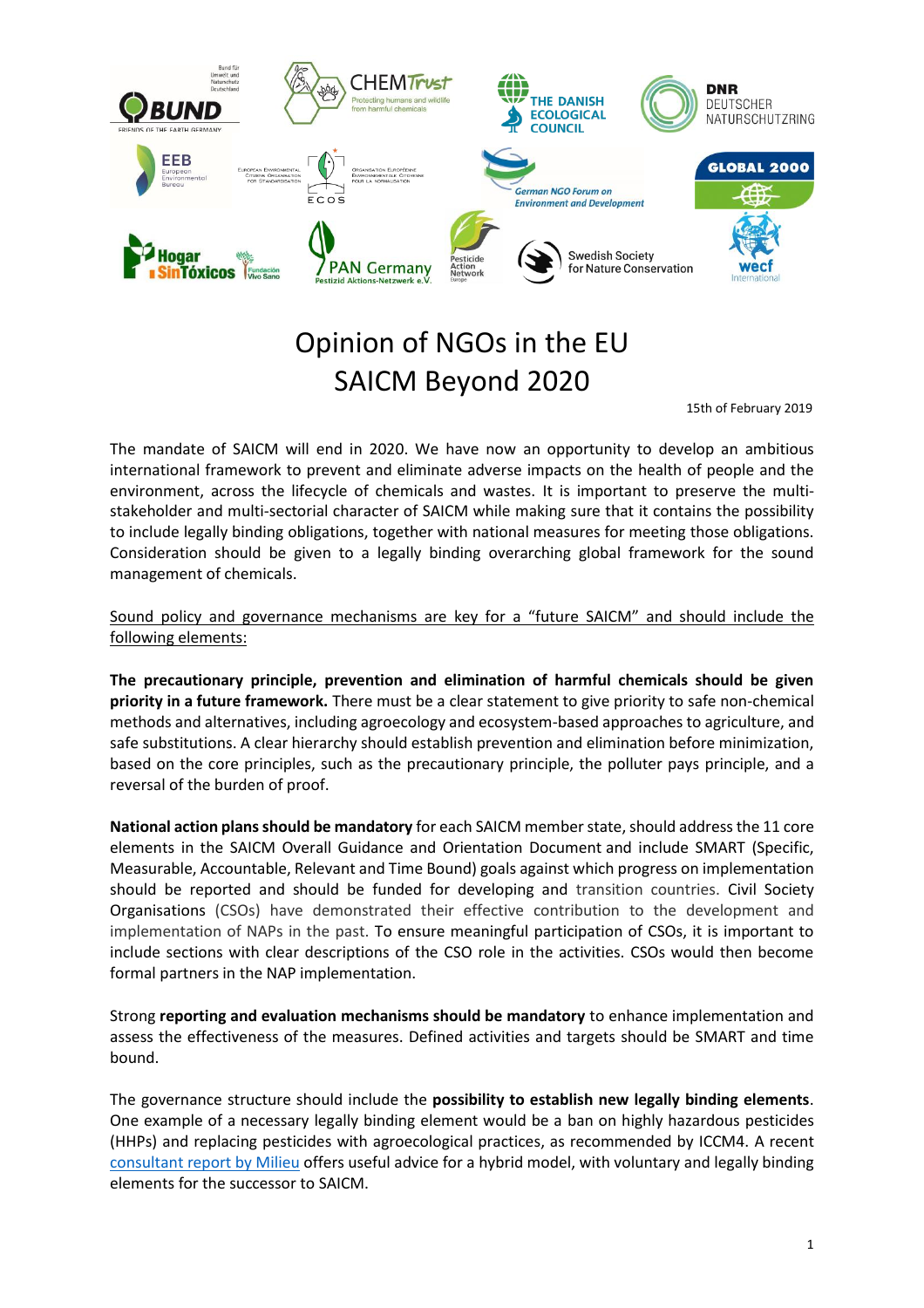# Opinion of NGOs in the EU SAICM Beyond 2020

15th of February 2019

The mandate of SAICM will end in 2020. We have now an opportunity to develop an ambitious international framework to prevent and eliminate adverse impacts on the health of people and the environment, across the lifecycle of chemicals and wastes. It is important to preserve the multi-stakeholder and multi-sectorial character of SAICM while making sure that it contains the possibility to include legally binding obligations, together with national measures for meeting those obligations. Consideration should be given to a legally binding overarching global framework for the sound management of chemicals.

Sound policy and governance mechanisms are key for a "future SAICM" and should include the following elements:

**The precautionary principle, prevention and elimination of harmful chemicals should be given priority in a future framework.** There must be a clear statement to give priority to safe non-chemical methods and alternatives, including agroecology and ecosystem-based approaches to agriculture, and safe substitutions. A clear hierarchy should establish prevention and elimination before minimization, based on the core principles, such as the precautionary principle, the polluter pays principle, and a reversal of the burden of proof.

**National action plans should be mandatory** for each SAICM member state, should address the 11 core elements in the SAICM Overall Guidance and Orientation Document and include SMART (Specific, Measurable, Accountable, Relevant and Time Bound) goals against which progress on implementation should be reported and should be funded for developing and transition countries. Civil Society Organisations (CSOs) have demonstrated their effective contribution to the development and implementation of NAPs in the past. To ensure meaningful participation of CSOs, it is important to include sections with clear descriptions of the CSO role in the activities. CSOs would then become formal partners in the NAP implementation.

Strong **reporting and evaluation mechanisms should be mandatory** to enhance implementation and assess the effectiveness of the measures. Defined activities and targets should be SMART and time bound.

The governance structure should include the **possibility to establish new legally binding elements**. One example of a necessary legally binding element would be a ban on highly hazardous pesticides (HHPs) and replacing pesticides with agroecological practices, as recommended by ICCM4. A recent consultant report by Milieu offers useful advice for a hybrid model, with voluntary and legally binding elements for the successor to SAICM.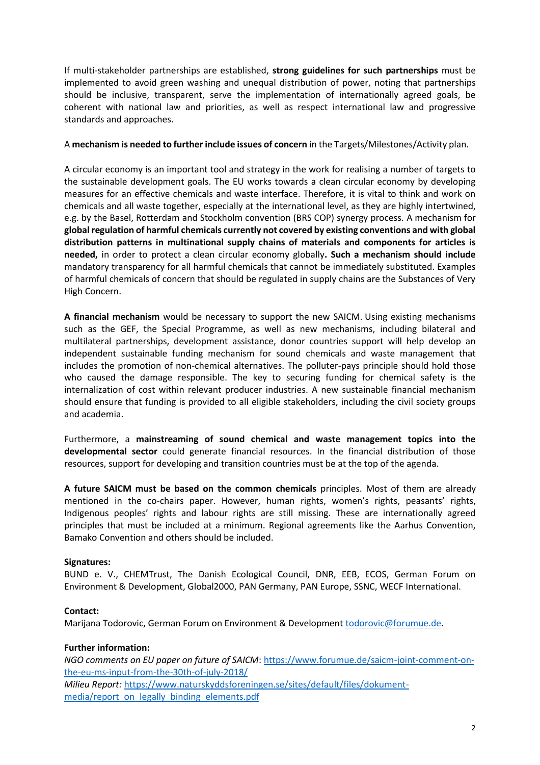If multi-stakeholder partnerships are established, **strong guidelines for such partnerships** must be implemented to avoid green washing and unequal distribution of power, noting that partnerships should be inclusive, transparent, serve the implementation of internationally agreed goals, be coherent with national law and priorities, as well as respect international law and progressive standards and approaches.

A **mechanism is needed to further include issues of concern** in the Targets/Milestones/Activity plan.

A circular economy is an important tool and strategy in the work for realising a number of targets to the sustainable development goals. The EU works towards a clean circular economy by developing measures for an effective chemicals and waste interface. Therefore, it is vital to think and work on chemicals and all waste together, especially at the international level, as they are highly intertwined, e.g. by the Basel, Rotterdam and Stockholm convention (BRS COP) synergy process. A mechanism for **global regulation of harmful chemicals currently not covered by existing conventions and with global distribution patterns in multinational supply chains of materials and components for articles is needed,** in order to protect a clean circular economy globally**. Such a mechanism should include** mandatory transparency for all harmful chemicals that cannot be immediately substituted. Examples of harmful chemicals of concern that should be regulated in supply chains are the Substances of Very High Concern.

**A financial mechanism** would be necessary to support the new SAICM. Using existing mechanisms such as the GEF, the Special Programme, as well as new mechanisms, including bilateral and multilateral partnerships, development assistance, donor countries support will help develop an independent sustainable funding mechanism for sound chemicals and waste management that includes the promotion of non-chemical alternatives. The polluter-pays principle should hold those who caused the damage responsible. The key to securing funding for chemical safety is the internalization of cost within relevant producer industries. A new sustainable financial mechanism should ensure that funding is provided to all eligible stakeholders, including the civil society groups and academia.

Furthermore, a **mainstreaming of sound chemical and waste management topics into the developmental sector** could generate financial resources. In the financial distribution of those resources, support for developing and transition countries must be at the top of the agenda.

**A future SAICM must be based on the common chemicals** principles. Most of them are already mentioned in the co-chairs paper. However, human rights, women's rights, peasants' rights, Indigenous peoples' rights and labour rights are still missing. These are internationally agreed principles that must be included at a minimum. Regional agreements like the Aarhus Convention, Bamako Convention and others should be included.

**Signatures:**
BUND e. V., CHEMTrust, The Danish Ecological Council, DNR, EEB, ECOS, German Forum on Environment & Development, Global2000, PAN Germany, PAN Europe, SSNC, WECF International.

**Contact:**
Marijana Todorovic, German Forum on Environment & Development todorovic@forumue.de.

**Further information:**
*NGO comments on EU paper on future of SAICM*: https://www.forumue.de/saicm-joint-comment-on-the-eu-ms-input-from-the-30th-of-july-2018/
*Milieu Report:* https://www.naturskyddsforeningen.se/sites/default/files/dokument-media/report_on_legally_binding_elements.pdf